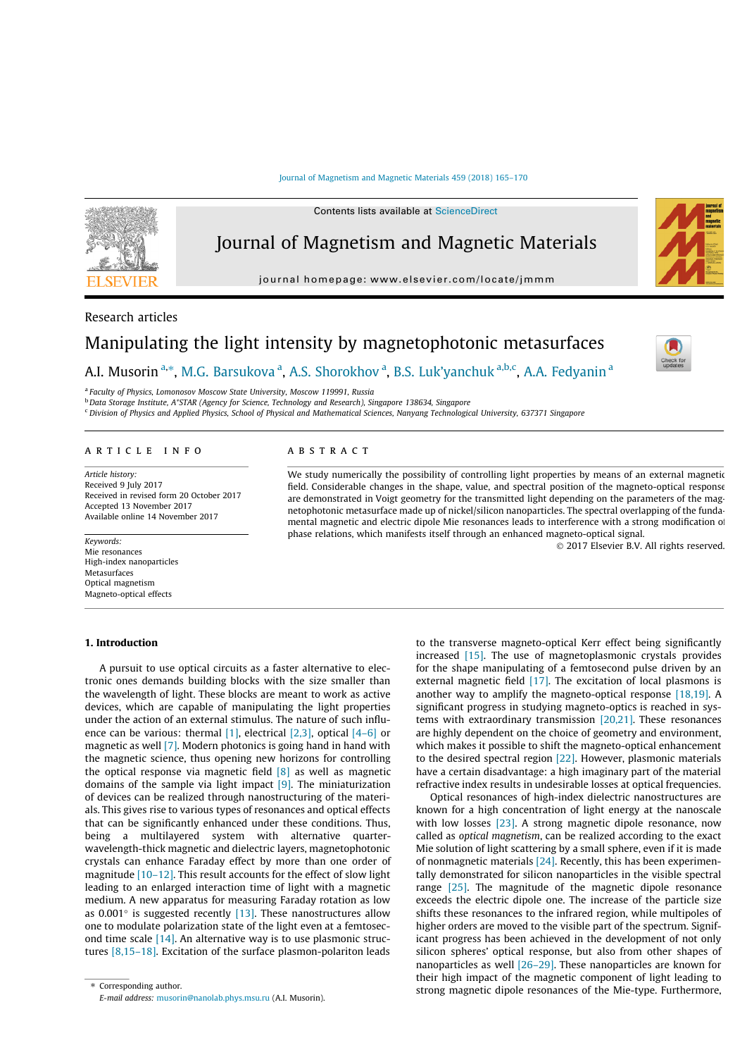Research articles

# Manipulating the light intensity by magnetophotonic metasurfaces

A.I. Musorin [a,*], M.G. Barsukova [a], A.S. Shorokhov [a], B.S. Luk'yanchuk [a,b,c], A.A. Fedyanin [a]

[a] Faculty of Physics, Lomonosov Moscow State University, Moscow 119991, Russia
[b] Data Storage Institute, A*STAR (Agency for Science, Technology and Research), Singapore 138634, Singapore
[c] Division of Physics and Applied Physics, School of Physical and Mathematical Sciences, Nanyang Technological University, 637371 Singapore

## ARTICLE INFO

*Article history:*
Received 9 July 2017
Received in revised form 20 October 2017
Accepted 13 November 2017
Available online 14 November 2017

*Keywords:*
Mie resonances
High-index nanoparticles
Metasurfaces
Optical magnetism
Magneto-optical effects

## ABSTRACT

We study numerically the possibility of controlling light properties by means of an external magnetic field. Considerable changes in the shape, value, and spectral position of the magneto-optical response are demonstrated in Voigt geometry for the transmitted light depending on the parameters of the magnetophotonic metasurface made up of nickel/silicon nanoparticles. The spectral overlapping of the fundamental magnetic and electric dipole Mie resonances leads to interference with a strong modification of phase relations, which manifests itself through an enhanced magneto-optical signal.

© 2017 Elsevier B.V. All rights reserved.

## 1. Introduction

A pursuit to use optical circuits as a faster alternative to electronic ones demands building blocks with the size smaller than the wavelength of light. These blocks are meant to work as active devices, which are capable of manipulating the light properties under the action of an external stimulus. The nature of such influence can be various: thermal [1], electrical [2,3], optical [4–6] or magnetic as well [7]. Modern photonics is going hand in hand with the magnetic science, thus opening new horizons for controlling the optical response via magnetic field [8] as well as magnetic domains of the sample via light impact [9]. The miniaturization of devices can be realized through nanostructuring of the materials. This gives rise to various types of resonances and optical effects that can be significantly enhanced under these conditions. Thus, being a multilayered system with alternative quarter-wavelength-thick magnetic and dielectric layers, magnetophotonic crystals can enhance Faraday effect by more than one order of magnitude [10–12]. This result accounts for the effect of slow light leading to an enlarged interaction time of light with a magnetic medium. A new apparatus for measuring Faraday rotation as low as 0.001° is suggested recently [13]. These nanostructures allow one to modulate polarization state of the light even at a femtosecond time scale [14]. An alternative way is to use plasmonic structures [8,15–18]. Excitation of the surface plasmon-polariton leads to the transverse magneto-optical Kerr effect being significantly increased [15]. The use of magnetoplasmonic crystals provides for the shape manipulating of a femtosecond pulse driven by an external magnetic field [17]. The excitation of local plasmons is another way to amplify the magneto-optical response [18,19]. A significant progress in studying magneto-optics is reached in systems with extraordinary transmission [20,21]. These resonances are highly dependent on the choice of geometry and environment, which makes it possible to shift the magneto-optical enhancement to the desired spectral region [22]. However, plasmonic materials have a certain disadvantage: a high imaginary part of the material refractive index results in undesirable losses at optical frequencies.

Optical resonances of high-index dielectric nanostructures are known for a high concentration of light energy at the nanoscale with low losses [23]. A strong magnetic dipole resonance, now called as *optical magnetism*, can be realized according to the exact Mie solution of light scattering by a small sphere, even if it is made of nonmagnetic materials [24]. Recently, this has been experimentally demonstrated for silicon nanoparticles in the visible spectral range [25]. The magnitude of the magnetic dipole resonance exceeds the electric dipole one. The increase of the particle size shifts these resonances to the infrared region, while multipoles of higher orders are moved to the visible part of the spectrum. Significant progress has been achieved in the development of not only silicon spheres' optical response, but also from other shapes of nanoparticles as well [26–29]. These nanoparticles are known for their high impact of the magnetic component of light leading to strong magnetic dipole resonances of the Mie-type. Furthermore,

* Corresponding author.
*E-mail address:* musorin@nanolab.phys.msu.ru (A.I. Musorin).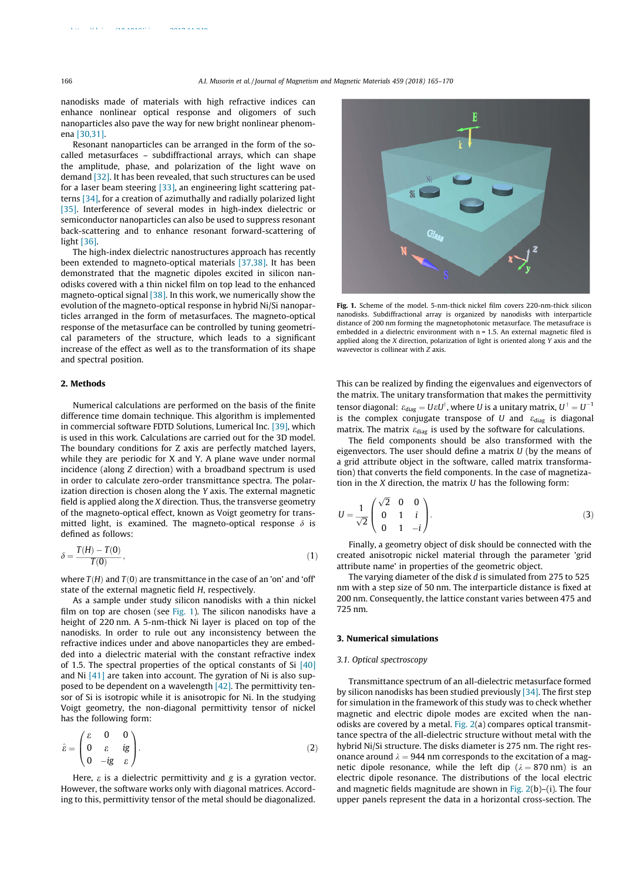nanodisks made of materials with high refractive indices can enhance nonlinear optical response and oligomers of such nanoparticles also pave the way for new bright nonlinear phenomena [30,31].

Resonant nanoparticles can be arranged in the form of the so-called metasurfaces – subdiffractional arrays, which can shape the amplitude, phase, and polarization of the light wave on demand [32]. It has been revealed, that such structures can be used for a laser beam steering [33], an engineering light scattering patterns [34], for a creation of azimuthally and radially polarized light [35]. Interference of several modes in high-index dielectric or semiconductor nanoparticles can also be used to suppress resonant back-scattering and to enhance resonant forward-scattering of light [36].

The high-index dielectric nanostructures approach has recently been extended to magneto-optical materials [37,38]. It has been demonstrated that the magnetic dipoles excited in silicon nanodisks covered with a thin nickel film on top lead to the enhanced magneto-optical signal [38]. In this work, we numerically show the evolution of the magneto-optical response in hybrid Ni/Si nanoparticles arranged in the form of metasurfaces. The magneto-optical response of the metasurface can be controlled by tuning geometrical parameters of the structure, which leads to a significant increase of the effect as well as to the transformation of its shape and spectral position.

## 2. Methods

Numerical calculations are performed on the basis of the finite difference time domain technique. This algorithm is implemented in commercial software FDTD Solutions, Lumerical Inc. [39], which is used in this work. Calculations are carried out for the 3D model. The boundary conditions for Z axis are perfectly matched layers, while they are periodic for X and Y. A plane wave under normal incidence (along $Z$ direction) with a broadband spectrum is used in order to calculate zero-order transmittance spectra. The polarization direction is chosen along the $Y$ axis. The external magnetic field is applied along the $X$ direction. Thus, the transverse geometry of the magneto-optical effect, known as Voigt geometry for transmitted light, is examined. The magneto-optical response $\delta$ is defined as follows:

$$\delta = \frac{T(H) - T(0)}{T(0)}, \tag{1}$$

where $T(H)$ and $T(0)$ are transmittance in the case of an 'on' and 'off' state of the external magnetic field $H$, respectively.

As a sample under study silicon nanodisks with a thin nickel film on top are chosen (see Fig. 1). The silicon nanodisks have a height of 220 nm. A 5-nm-thick Ni layer is placed on top of the nanodisks. In order to rule out any inconsistency between the refractive indices under and above nanoparticles they are embedded into a dielectric material with the constant refractive index of 1.5. The spectral properties of the optical constants of Si [40] and Ni [41] are taken into account. The gyration of Ni is also supposed to be dependent on a wavelength [42]. The permittivity tensor of Si is isotropic while it is anisotropic for Ni. In the studying Voigt geometry, the non-diagonal permittivity tensor of nickel has the following form:

$$\hat{\varepsilon} = \begin{pmatrix} \varepsilon & 0 & 0 \\ 0 & \varepsilon & ig \\ 0 & -ig & \varepsilon \end{pmatrix}. \tag{2}$$

Here, $\varepsilon$ is a dielectric permittivity and $g$ is a gyration vector. However, the software works only with diagonal matrices. According to this, permittivity tensor of the metal should be diagonalized.

**Fig. 1.** Scheme of the model. 5-nm-thick nickel film covers 220-nm-thick silicon nanodisks. Subdiffractional array is organized by nanodisks with interparticle distance of 200 nm forming the magnetophotonic metasurface. The metasufrace is embedded in a dielectric environment with n = 1.5. An external magnetic filed is applied along the $X$ direction, polarization of light is oriented along $Y$ axis and the wavevector is collinear with $Z$ axis.

This can be realized by finding the eigenvalues and eigenvectors of the matrix. The unitary transformation that makes the permittivity tensor diagonal: $\varepsilon_{\text{diag}} = U \varepsilon U^{\dagger}$, where $U$ is a unitary matrix, $U^{\dagger} = U^{-1}$ is the complex conjugate transpose of $U$ and $\varepsilon_{\text{diag}}$ is diagonal matrix. The matrix $\varepsilon_{\text{diag}}$ is used by the software for calculations.

The field components should be also transformed with the eigenvectors. The user should define a matrix $U$ (by the means of a grid attribute object in the software, called matrix transformation) that converts the field components. In the case of magnetization in the $X$ direction, the matrix $U$ has the following form:

$$U = \frac{1}{\sqrt{2}} \begin{pmatrix} \sqrt{2} & 0 & 0 \\ 0 & 1 & i \\ 0 & 1 & -i \end{pmatrix}. \tag{3}$$

Finally, a geometry object of disk should be connected with the created anisotropic nickel material through the parameter 'grid attribute name' in properties of the geometric object.

The varying diameter of the disk $d$ is simulated from 275 to 525 nm with a step size of 50 nm. The interparticle distance is fixed at 200 nm. Consequently, the lattice constant varies between 475 and 725 nm.

## 3. Numerical simulations

### 3.1. Optical spectroscopy

Transmittance spectrum of an all-dielectric metasurface formed by silicon nanodisks has been studied previously [34]. The first step for simulation in the framework of this study was to check whether magnetic and electric dipole modes are excited when the nanodisks are covered by a metal. Fig. 2(a) compares optical transmittance spectra of the all-dielectric structure without metal with the hybrid Ni/Si structure. The disks diameter is 275 nm. The right resonance around $\lambda = 944$ nm corresponds to the excitation of a magnetic dipole resonance, while the left dip ($\lambda = 870$ nm) is an electric dipole resonance. The distributions of the local electric and magnetic fields magnitude are shown in Fig. 2(b)–(i). The four upper panels represent the data in a horizontal cross-section. The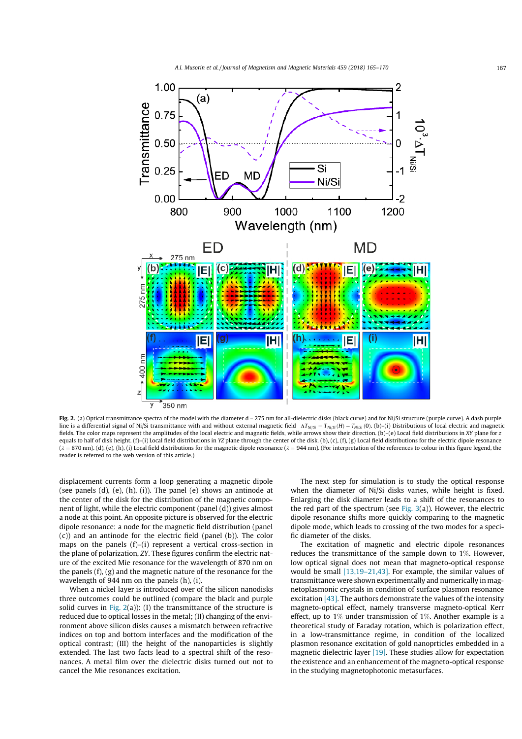**Fig. 2.** (a) Optical transmittance spectra of the model with the diameter d = 275 nm for all-dielectric disks (black curve) and for Ni/Si structure (purple curve). A dash purple line is a differential signal of Ni/Si transmittance with and without external magnetic field $\Delta T_{Ni/Si} = T_{Ni/Si}(H) - T_{Ni/Si}(0)$. (b)–(i) Distributions of local electric and magnetic fields. The color maps represent the amplitudes of the local electric and magnetic fields, while arrows show their direction. (b)–(e) Local field distributions in *XY* plane for *z* equals to half of disk height. (f)–(i) Local field distributions in *YZ* plane through the center of the disk. (b), (c), (f), (g) Local field distributions for the electric dipole resonance ($\lambda$ = 870 nm). (d), (e), (h), (i) Local field distributions for the magnetic dipole resonance ($\lambda$ = 944 nm). (For interpretation of the references to colour in this figure legend, the reader is referred to the web version of this article.)

displacement currents form a loop generating a magnetic dipole (see panels (d), (e), (h), (i)). The panel (e) shows an antinode at the center of the disk for the distribution of the magnetic component of light, while the electric component (panel (d)) gives almost a node at this point. An opposite picture is observed for the electric dipole resonance: a node for the magnetic field distribution (panel (c)) and an antinode for the electric field (panel (b)). The color maps on the panels (f)–(i) represent a vertical cross-section in the plane of polarization, *ZY*. These figures confirm the electric nature of the excited Mie resonance for the wavelength of 870 nm on the panels (f), (g) and the magnetic nature of the resonance for the wavelength of 944 nm on the panels (h), (i).

When a nickel layer is introduced over of the silicon nanodisks three outcomes could be outlined (compare the black and purple solid curves in Fig. 2(a)): (I) the transmittance of the structure is reduced due to optical losses in the metal; (II) changing of the environment above silicon disks causes a mismatch between refractive indices on top and bottom interfaces and the modification of the optical contrast; (III) the height of the nanoparticles is slightly extended. The last two facts lead to a spectral shift of the resonances. A metal film over the dielectric disks turned out not to cancel the Mie resonances excitation.

The next step for simulation is to study the optical response when the diameter of Ni/Si disks varies, while height is fixed. Enlarging the disk diameter leads to a shift of the resonances to the red part of the spectrum (see Fig. 3(a)). However, the electric dipole resonance shifts more quickly comparing to the magnetic dipole mode, which leads to crossing of the two modes for a specific diameter of the disks.

The excitation of magnetic and electric dipole resonances reduces the transmittance of the sample down to 1%. However, low optical signal does not mean that magneto-optical response would be small [13,19–21,43]. For example, the similar values of transmittance were shown experimentally and numerically in magnetoplasmonic crystals in condition of surface plasmon resonance excitation [43]. The authors demonstrate the values of the intensity magneto-optical effect, namely transverse magneto-optical Kerr effect, up to 1% under transmission of 1%. Another example is a theoretical study of Faraday rotation, which is polarization effect, in a low-transmittance regime, in condition of the localized plasmon resonance excitation of gold nanopraticles embedded in a magnetic dielectric layer [19]. These studies allow for expectation the existence and an enhancement of the magneto-optical response in the studying magnetophotonic metasurfaces.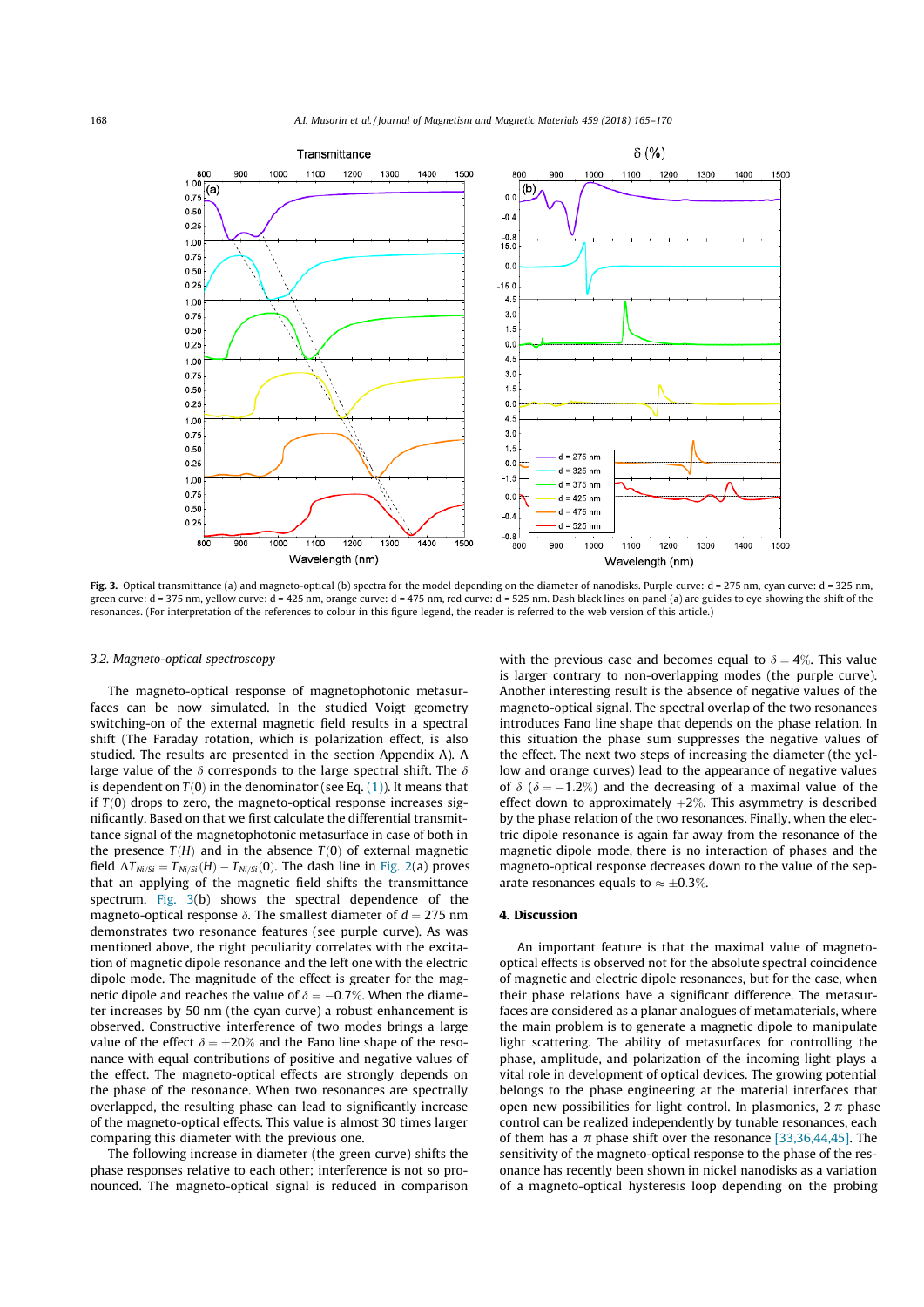**Fig. 3.** Optical transmittance (a) and magneto-optical (b) spectra for the model depending on the diameter of nanodisks. Purple curve: d = 275 nm, cyan curve: d = 325 nm, green curve: d = 375 nm, yellow curve: d = 425 nm, orange curve: d = 475 nm, red curve: d = 525 nm. Dash black lines on panel (a) are guides to eye showing the shift of the resonances. (For interpretation of the references to colour in this figure legend, the reader is referred to the web version of this article.)

### 3.2. Magneto-optical spectroscopy

The magneto-optical response of magnetophotonic metasurfaces can be now simulated. In the studied Voigt geometry switching-on of the external magnetic field results in a spectral shift (The Faraday rotation, which is polarization effect, is also studied. The results are presented in the section Appendix A). A large value of the $\delta$ corresponds to the large spectral shift. The $\delta$ is dependent on $T(0)$ in the denominator (see Eq. (1)). It means that if $T(0)$ drops to zero, the magneto-optical response increases significantly. Based on that we first calculate the differential transmittance signal of the magnetophotonic metasurface in case of both in the presence $T(H)$ and in the absence $T(0)$ of external magnetic field $\Delta T_{Ni/Si} = T_{Ni/Si}(H) - T_{Ni/Si}(0)$. The dash line in Fig. 2(a) proves that an applying of the magnetic field shifts the transmittance spectrum. Fig. 3(b) shows the spectral dependence of the magneto-optical response $\delta$. The smallest diameter of $d = 275$ nm demonstrates two resonance features (see purple curve). As was mentioned above, the right peculiarity correlates with the excitation of magnetic dipole resonance and the left one with the electric dipole mode. The magnitude of the effect is greater for the magnetic dipole and reaches the value of $\delta = -0.7\%$. When the diameter increases by 50 nm (the cyan curve) a robust enhancement is observed. Constructive interference of two modes brings a large value of the effect $\delta = \pm 20\%$ and the Fano line shape of the resonance with equal contributions of positive and negative values of the effect. The magneto-optical effects are strongly depends on the phase of the resonance. When two resonances are spectrally overlapped, the resulting phase can lead to significantly increase of the magneto-optical effects. This value is almost 30 times larger comparing this diameter with the previous one.

The following increase in diameter (the green curve) shifts the phase responses relative to each other; interference is not so pronounced. The magneto-optical signal is reduced in comparison with the previous case and becomes equal to $\delta = 4\%$. This value is larger contrary to non-overlapping modes (the purple curve). Another interesting result is the absence of negative values of the magneto-optical signal. The spectral overlap of the two resonances introduces Fano line shape that depends on the phase relation. In this situation the phase sum suppresses the negative values of the effect. The next two steps of increasing the diameter (the yellow and orange curves) lead to the appearance of negative values of $\delta$ ($\delta = -1.2\%$) and the decreasing of a maximal value of the effect down to approximately $+2\%$. This asymmetry is described by the phase relation of the two resonances. Finally, when the electric dipole resonance is again far away from the resonance of the magnetic dipole mode, there is no interaction of phases and the magneto-optical response decreases down to the value of the separate resonances equals to $\approx \pm 0.3\%$.

## 4. Discussion

An important feature is that the maximal value of magneto-optical effects is observed not for the absolute spectral coincidence of magnetic and electric dipole resonances, but for the case, when their phase relations have a significant difference. The metasurfaces are considered as a planar analogues of metamaterials, where the main problem is to generate a magnetic dipole to manipulate light scattering. The ability of metasurfaces for controlling the phase, amplitude, and polarization of the incoming light plays a vital role in development of optical devices. The growing potential belongs to the phase engineering at the material interfaces that open new possibilities for light control. In plasmonics, $2\pi$ phase control can be realized independently by tunable resonances, each of them has a $\pi$ phase shift over the resonance [33,36,44,45]. The sensitivity of the magneto-optical response to the phase of the resonance has recently been shown in nickel nanodisks as a variation of a magneto-optical hysteresis loop depending on the probing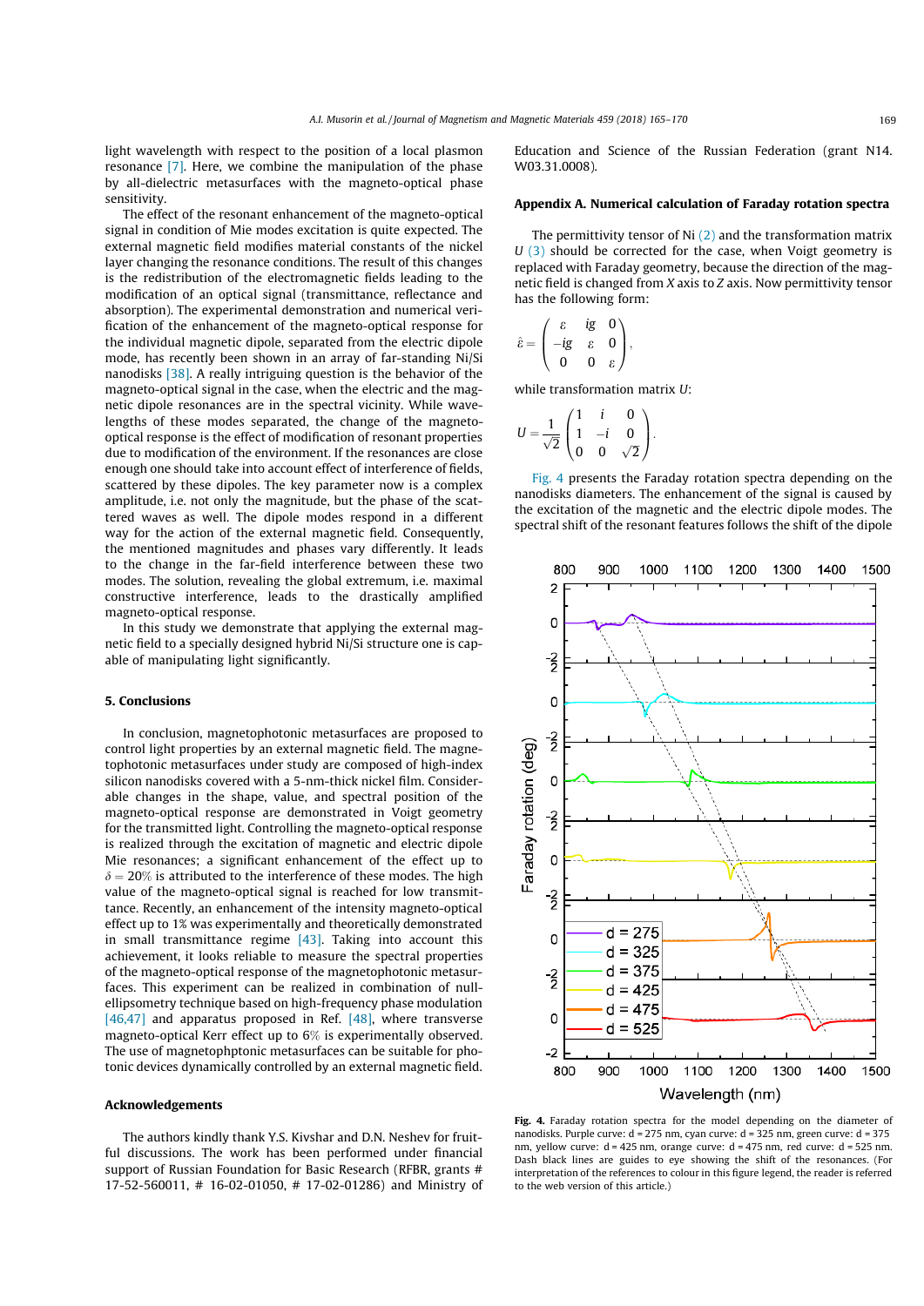light wavelength with respect to the position of a local plasmon resonance [7]. Here, we combine the manipulation of the phase by all-dielectric metasurfaces with the magneto-optical phase sensitivity.

The effect of the resonant enhancement of the magneto-optical signal in condition of Mie modes excitation is quite expected. The external magnetic field modifies material constants of the nickel layer changing the resonance conditions. The result of this changes is the redistribution of the electromagnetic fields leading to the modification of an optical signal (transmittance, reflectance and absorption). The experimental demonstration and numerical verification of the enhancement of the magneto-optical response for the individual magnetic dipole, separated from the electric dipole mode, has recently been shown in an array of far-standing Ni/Si nanodisks [38]. A really intriguing question is the behavior of the magneto-optical signal in the case, when the electric and the magnetic dipole resonances are in the spectral vicinity. While wavelengths of these modes separated, the change of the magneto-optical response is the effect of modification of resonant properties due to modification of the environment. If the resonances are close enough one should take into account effect of interference of fields, scattered by these dipoles. The key parameter now is a complex amplitude, i.e. not only the magnitude, but the phase of the scattered waves as well. The dipole modes respond in a different way for the action of the external magnetic field. Consequently, the mentioned magnitudes and phases vary differently. It leads to the change in the far-field interference between these two modes. The solution, revealing the global extremum, i.e. maximal constructive interference, leads to the drastically amplified magneto-optical response.

In this study we demonstrate that applying the external magnetic field to a specially designed hybrid Ni/Si structure one is capable of manipulating light significantly.

## 5. Conclusions

In conclusion, magnetophotonic metasurfaces are proposed to control light properties by an external magnetic field. The magnetophotonic metasurfaces under study are composed of high-index silicon nanodisks covered with a 5-nm-thick nickel film. Considerable changes in the shape, value, and spectral position of the magneto-optical response are demonstrated in Voigt geometry for the transmitted light. Controlling the magneto-optical response is realized through the excitation of magnetic and electric dipole Mie resonances; a significant enhancement of the effect up to $\delta = 20\%$ is attributed to the interference of these modes. The high value of the magneto-optical signal is reached for low transmittance. Recently, an enhancement of the intensity magneto-optical effect up to 1% was experimentally and theoretically demonstrated in small transmittance regime [43]. Taking into account this achievement, it looks reliable to measure the spectral properties of the magneto-optical response of the magnetophotonic metasurfaces. This experiment can be realized in combination of null-ellipsometry technique based on high-frequency phase modulation [46,47] and apparatus proposed in Ref. [48], where transverse magneto-optical Kerr effect up to 6% is experimentally observed. The use of magnetophptonic metasurfaces can be suitable for photonic devices dynamically controlled by an external magnetic field.

## Acknowledgements

The authors kindly thank Y.S. Kivshar and D.N. Neshev for fruitful discussions. The work has been performed under financial support of Russian Foundation for Basic Research (RFBR, grants # 17-52-560011, # 16-02-01050, # 17-02-01286) and Ministry of Education and Science of the Russian Federation (grant N14. W03.31.0008).

## Appendix A. Numerical calculation of Faraday rotation spectra

The permittivity tensor of Ni (2) and the transformation matrix $U$ (3) should be corrected for the case, when Voigt geometry is replaced with Faraday geometry, because the direction of the magnetic field is changed from $X$ axis to $Z$ axis. Now permittivity tensor has the following form:

$$\hat{\varepsilon} = \begin{pmatrix} \varepsilon & ig & 0 \\ -ig & \varepsilon & 0 \\ 0 & 0 & \varepsilon \end{pmatrix},$$

while transformation matrix $U$:

$$U = \frac{1}{\sqrt{2}} \begin{pmatrix} 1 & i & 0 \\ 1 & -i & 0 \\ 0 & 0 & \sqrt{2} \end{pmatrix}.$$

Fig. 4 presents the Faraday rotation spectra depending on the nanodisks diameters. The enhancement of the signal is caused by the excitation of the magnetic and the electric dipole modes. The spectral shift of the resonant features follows the shift of the dipole

800 900 1000 1100 1200 1300 1400 1500
Faraday rotation (deg)
Wavelength (nm)
d = 275
d = 325
d = 375
d = 425
d = 475
d = 525

**Fig. 4.** Faraday rotation spectra for the model depending on the diameter of nanodisks. Purple curve: d = 275 nm, cyan curve: d = 325 nm, green curve: d = 375 nm, yellow curve: d = 425 nm, orange curve: d = 475 nm, red curve: d = 525 nm. Dash black lines are guides to eye showing the shift of the resonances. (For interpretation of the references to colour in this figure legend, the reader is referred to the web version of this article.)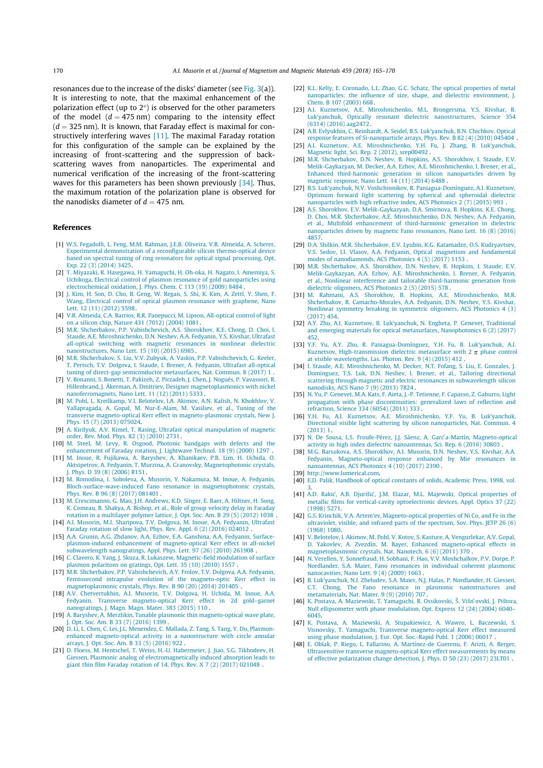resonances due to the increase of the disks' diameter (see Fig. 3(a)). It is interesting to note, that the maximal enhancement of the polarization effect (up to 2°) is observed for the other parameters of the model ($d = 475$ nm) comparing to the intensity effect ($d = 325$ nm). It is known, that Faraday effect is maximal for constructively interfering waves [11]. The maximal Faraday rotation for this configuration of the sample can be explained by the increasing of front-scattering and the suppression of back-scattering waves from nanoparticles. The experimental and numerical verification of the increasing of the front-scattering waves for this parameters has been shown previously [34]. Thus, the maximum rotation of the polarization plane is observed for the nanodisks diameter of $d = 475$ nm.

## References

[1] W.S. Fegadolli, L. Feng, M.M. Rahman, J.E.B. Oliveira, V.R. Almeida, A. Scherer, Experimental demonstration of a reconfigurable silicon thermo-optical device based on spectral tuning of ring resonators for optical signal processing, Opt. Exp. 22 (3) (2014) 3425.

[2] T. Miyazaki, R. Hasegawa, H. Yamaguchi, H. Oh-oka, H. Nagato, I. Amemiya, S. Uchikoga, Electrical control of plasmon resonance of gold nanoparticles using electrochemical oxidation, J. Phys. Chem. C 113 (19) (2009) 8484.

[3] J. Kim, H. Son, D. Cho, B. Geng, W. Regan, S. Shi, K. Kim, A. Zettl, Y. Shen, F. Wang, Electrical control of optical plasmon resonance with graphene, Nano Lett. 12 (11) (2012) 5598.

[4] V.R. Almeida, C.A. Barrios, R.R. Panepucci, M. Lipson, All-optical control of light on a silicon chip, Nature 431 (7012) (2004) 1081.

[5] M.R. Shcherbakov, P.P. Vabishchevich, A.S. Shorokhov, K.E. Chong, D. Choi, I. Staude, A.E. Miroshnichenko, D.N. Neshev, A.A. Fedyanin, Y.S. Kivshar, Ultrafast all-optical switching with magnetic resonances in nonlinear dielectric nanostructures, Nano Lett. 15 (10) (2015) 6985.

[6] M.R. Shcherbakov, S. Liu, V.V. Zubyuk, A. Vaskin, P.P. Vabishchevich, G. Keeler, T. Pertsch, T.V. Dolgova, I. Staude, I. Brener, A. Fedyanin, Ultrafast all-optical tuning of direct-gap semiconductor metasurfaces, Nat. Commun. 8 (2017) 1.

[7] V. Bonanni, S. Bonetti, T. Pakizeh, Z. Pirzadeh, J. Chen, J. Nogués, P. Vavassori, R. Hillenbrand, J. Åkerman, A. Dmitriev, Designer magnetoplasmonics with nickel nanoferromagnets, Nano Lett. 11 (12) (2011) 5333.

[8] M. Pohl, L. Kreilkamp, V.I. Belotelov, I.A. Akimov, A.N. Kalish, N. Khokhlov, V. Yallapragada, A. Gopal, M. Nur-E-Alam, M. Vasiliev, et al., Tuning of the transverse magneto-optical Kerr effect in magneto-plasmonic crystals, New J. Phys. 15 (7) (2013) 075024.

[9] A. Kirilyuk, A.V. Kimel, T. Rasing, Ultrafast optical manipulation of magnetic order, Rev. Mod. Phys. 82 (3) (2010) 2731.

[10] M. Steel, M. Levy, R. Osgood, Photonic bandgaps with defects and the enhancement of Faraday rotation, J. Lightwave Technol. 18 (9) (2000) 1297.

[11] M. Inoue, R. Fujikawa, A. Baryshev, A. Khanikaev, P.B. Lim, H. Uchida, O. Aktsipetrov, A. Fedyanin, T. Murzina, A. Granovsky, Magnetophotonic crystals, J. Phys. D 39 (8) (2006) R151.

[12] M. Romodina, I. Soboleva, A. Musorin, Y. Nakamura, M. Inoue, A. Fedyanin, Bloch-surface-wave-induced Fano resonance in magnetophotonic crystals, Phys. Rev. B 96 (8) (2017) 081401.

[13] M. Crescimanno, G. Mao, J.H. Andrews, K.D. Singer, E. Baer, A. Hiltner, H. Song, K. Comeau, B. Shakya, A. Bishop, et al., Role of group velocity delay in Faraday rotation in a multilayer polymer lattice, J. Opt. Soc. Am. B 29 (5) (2012) 1038.

[14] A.I. Musorin, M.I. Sharipova, T.V. Dolgova, M. Inoue, A.A. Fedyanin, Ultrafast Faraday rotation of slow light, Phys. Rev. Appl. 6 (2) (2016) 024012.

[15] A.A. Grunin, A.G. Zhdanov, A.A. Ezhov, E.A. Ganshina, A.A. Fedyanin, Surface-plasmon-induced enhancement of magneto-optical Kerr effect in all-nickel subwavelength nanogratings, Appl. Phys. Lett. 97 (26) (2010) 261908.

[16] C. Clavero, K. Yang, J. Skuza, R. Lukaszew, Magnetic-field modulation of surface plasmon polaritons on gratings, Opt. Lett. 35 (10) (2010) 1557.

[17] M.R. Shcherbakov, P.P. Vabishchevich, A.Y. Frolov, T.V. Dolgova, A.A. Fedyanin, Femtosecond intrapulse evolution of the magneto-optic Kerr effect in magnetoplasmonic crystals, Phys. Rev. B 90 (20) (2014) 201405.

[18] A.V. Chetvertukhin, A.I. Musorin, T.V. Dolgova, H. Uchida, M. Inoue, A.A. Fedyanin, Transverse magneto-optical Kerr effect in 2d gold–garnet nanogratings, J. Magn. Magn. Mater. 383 (2015) 110.

[19] A. Baryshev, A. Merzlikin, Tunable plasmonic thin magneto-optical wave plate, J. Opt. Soc. Am. B 33 (7) (2016) 1399.

[20] D. Li, L. Chen, C. Lei, J.L. Menendez, C. Mallada, Z. Tang, S. Tang, Y. Du, Plasmon-enhanced magneto-optical activity in a nanostructure with circle annular arrays, J. Opt. Soc. Am. B 33 (5) (2016) 922.

[21] D. Floess, M. Hentschel, T. Weiss, H.-U. Habermeier, J. Jiao, S.G. Tikhodeev, H. Giessen, Plasmonic analog of electromagnetically induced absorption leads to giant thin film Faraday rotation of 14, Phys. Rev. X 7 (2) (2017) 021048.

[22] K.L. Kelly, E. Coronado, L.L. Zhao, G.C. Schatz, The optical properties of metal nanoparticles: the influence of size, shape, and dielectric environment, J. Chem. B 107 (2003) 668.

[23] A.I. Kuznetsov, A.E. Miroshnichenko, M.L. Brongersma, Y.S. Kivshar, B. Luk'yanchuk, Optically resonant dielectric nanostructures, Science 354 (6314) (2016) aag2472.

[24] A.B. Evlyukhin, C. Reinhardt, A. Seidel, B.S. Luk'yanchuk, B.N. Chichkov, Optical response features of Si-nanoparticle arrays, Phys. Rev. B 82 (4) (2010) 045404.

[25] A.I. Kuznetsov, A.E. Miroshnichenko, Y.H. Fu, J. Zhang, B. Luk'yanchuk, Magnetic light, Sci. Rep. 2 (2012), srep00492.

[26] M.R. Shcherbakov, D.N. Neshev, B. Hopkins, A.S. Shorokhov, I. Staude, E.V. Melik-Gaykazyan, M. Decker, A.A. Ezhov, A.E. Miroshnichenko, I. Brener, et al., Enhanced third-harmonic generation in silicon nanoparticles driven by magnetic response, Nano Lett. 14 (11) (2014) 6488.

[27] B.S. Luk'yanchuk, N.V. Voshchinnikov, R. Paniagua-Domínguez, A.I. Kuznetsov, Optimum forward light scattering by spherical and spheroidal dielectric nanoparticles with high refractive index, ACS Photonics 2 (7) (2015) 993.

[28] A.S. Shorokhov, E.V. Melik-Gaykazyan, D.A. Smirnova, B. Hopkins, K.E. Chong, D. Choi, M.R. Shcherbakov, A.E. Miroshnichenko, D.N. Neshev, A.A. Fedyanin, et al., Multifold enhancement of third-harmonic generation in dielectric nanoparticles driven by magnetic Fano resonances, Nano Lett. 16 (8) (2016) 4857.

[29] D.A. Shilkin, M.R. Shcherbakov, E.V. Lyubin, K.G. Katamadze, O.S. Kudryavtsev, V.S. Sedov, I.I. Vlasov, A.A. Fedyanin, Optical magnetism and fundamental modes of nanodiamonds, ACS Photonics 4 (5) (2017) 1153.

[30] M.R. Shcherbakov, A.S. Shorokhov, D.N. Neshev, B. Hopkins, I. Staude, E.V. Melik-Gaykazyan, A.A. Ezhov, A.E. Miroshnichenko, I. Brener, A.A. Fedyanin, et al., Nonlinear interference and tailorable third-harmonic generation from dielectric oligomers, ACS Photonics 2 (5) (2015) 578.

[31] M. Rahmani, A.S. Shorokhov, B. Hopkins, A.E. Miroshnichenko, M.R. Shcherbakov, R. Camacho-Morales, A.A. Fedyanin, D.N. Neshev, Y.S. Kivshar, Nonlinear symmetry breaking in symmetric oligomers, ACS Photonics 4 (3) (2017) 454.

[32] A.Y. Zhu, A.I. Kuznetsov, B. Luk'yanchuk, N. Engheta, P. Genevet, Traditional and emerging materials for optical metasurfaces, Nanophotonics 6 (2) (2017) 452.

[33] Y.F. Yu, A.Y. Zhu, R. Paniagua-Domínguez, Y.H. Fu, B. Luk'yanchuk, A.I. Kuznetsov, High-transmission dielectric metasurface with 2 $\pi$ phase control at visible wavelengths, Las. Photon. Rev. 9 (4) (2015) 412.

[34] I. Staude, A.E. Miroshnichenko, M. Decker, N.T. Fofang, S. Liu, E. Gonzales, J. Dominguez, T.S. Luk, D.N. Neshev, I. Brener, et al., Tailoring directional scattering through magnetic and electric resonances in subwavelength silicon nanodisks, ACS Nano 7 (9) (2013) 7824.

[35] N. Yu, P. Genevet, M.A. Kats, F. Aieta, J.-P. Tetienne, F. Capasso, Z. Gaburro, Light propagation with phase discontinuities: generalized laws of reflection and refraction, Science 334 (6054) (2011) 333.

[36] Y.H. Fu, A.I. Kuznetsov, A.E. Miroshnichenko, Y.F. Yu, B. Luk'yanchuk, Directional visible light scattering by silicon nanoparticles, Nat. Commun. 4 (2013) 1.

[37] N. De Sousa, L.S. Froufe-Pérez, J.J. Sáenz, A. Garc'a-Martín, Magneto-optical activity in high index dielectric nanoantennas, Sci. Rep. 6 (2016) 30803.

[38] M.G. Barsukova, A.S. Shorokhov, A.I. Musorin, D.N. Neshev, Y.S. Kivshar, A.A. Fedyanin, Magneto-optical response enhanced by Mie resonances in nanoantennas, ACS Photonics 4 (10) (2017) 2390.

[39] http://www.lumerical.com.

[40] E.D. Palik, Handbook of optical constants of solids, Academic Press, 1998, vol. 3.

[41] A.D. Rakić, A.B. Djurišić, J.M. Elazar, M.L. Majewski, Optical properties of metallic films for vertical-cavity optoelectronic devices, Appl. Optics 37 (22) (1998) 5271.

[42] G.S. Krinchik, V.A. Artem'ev, Magneto-optical properties of Ni Co, and Fe in the ultraviolet, visible, and infrared parts of the spectrum, Sov. Phys. JETP 26 (6) (1968) 1080.

[43] V. Belotelov, I. Akimov, M. Pohl, V. Kotov, S. Kasture, A. Vengurlekar, A.V. Gopal, D. Yakovlev, A. Zvezdin, M. Bayer, Enhanced magneto-optical effects in magnetoplasmonic crystals, Nat. Nanotech. 6 (6) (2011) 370.

[44] N. Verellen, Y. Sonnefraud, H. Sobhani, F. Hao, V.V. Moshchalkov, P.V. Dorpe, P. Nordlander, S.A. Maier, Fano resonances in individual coherent plasmonic nanocavities, Nano Lett. 9 (4) (2009) 1663.

[45] B. Luk'yanchuk, N.I. Zheludev, S.A. Maier, N.J. Halas, P. Nordlander, H. Giessen, C.T. Chong, The Fano resonance in plasmonic nanostructures and metamaterials, Nat. Mater. 9 (9) (2010) 707.

[46] K. Postava, A. Maziewski, T. Yamaguchi, R. Ossikovski, Š. Višňovský, J. Pištora, Null ellipsometer with phase modulation, Opt. Express 12 (24) (2004) 6040–6045.

[47] K. Postava, A. Maziewski, A. Stupakiewicz, A. Wawro, L. Baczewski, S. Visnovsky, T. Yamaguchi, Transverse magneto-optical Kerr effect measured using phase modulation, J. Eur. Opt. Soc.-Rapid Publ. 1 (2006) 06017.

[48] E. Oblak, P. Riego, L. Fallarino, A. Martínez-de Guerenu, F. Arizti, A. Berger, Ultrasensitive transverse magneto-optical Kerr effect measurements by means of effective polarization change detection, J. Phys. D 50 (23) (2017) 23LT01.